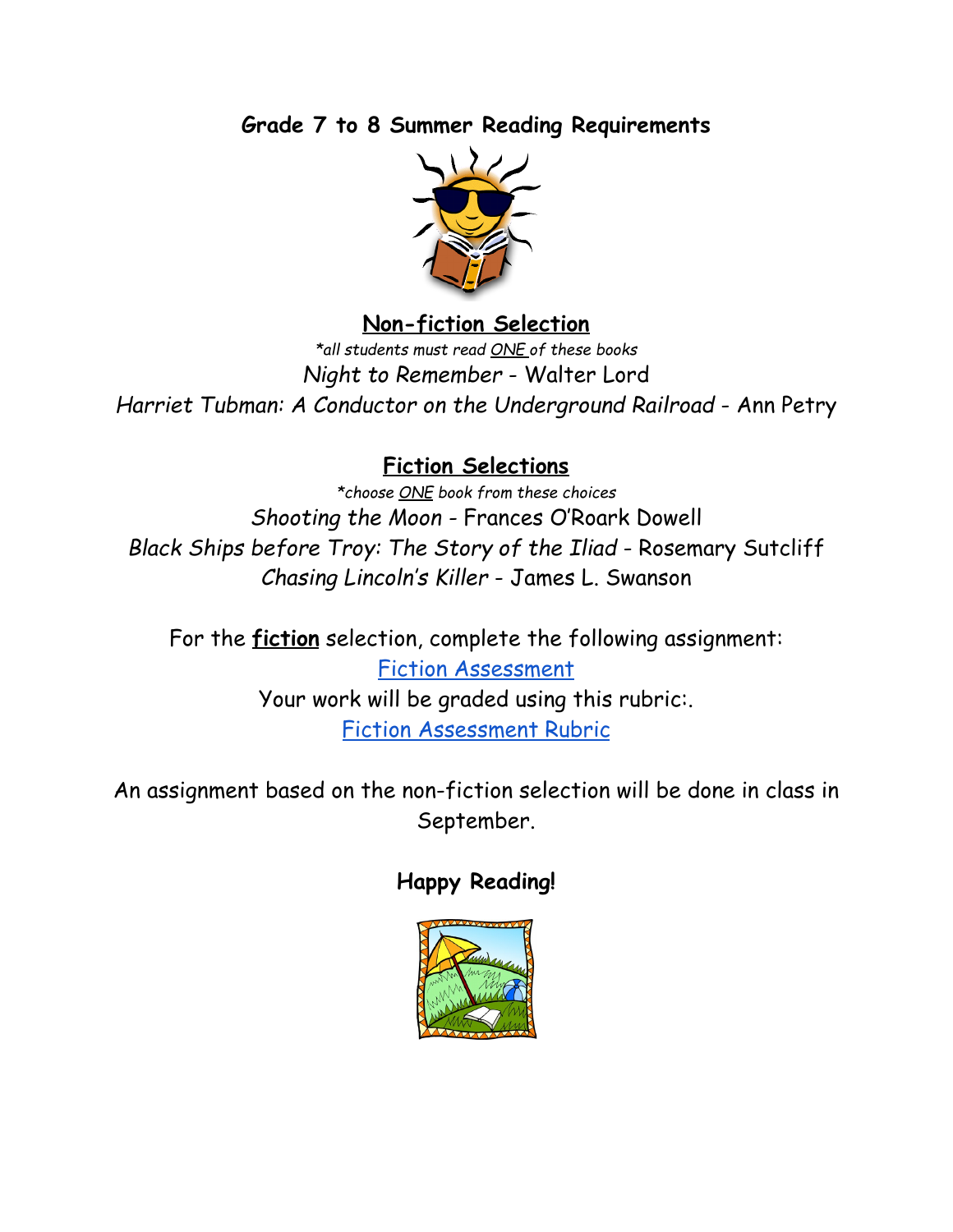# Grade 7 to 8 Summer Reading Requirements

## Non-fiction Selection

*\*all students must read ONE of these books*

*Night to Remember* - Walter Lord

*Harriet Tubman: A Conductor on the Underground Railroad* - Ann Petry

## Fiction Selections

*\*choose ONE book from these choices*

*Shooting the Moon* - Frances O'Roark Dowell

*Black Ships before Troy: The Story of the Iliad* - Rosemary Sutcliff

*Chasing Lincoln's Killer* - James L. Swanson

For the **fiction** selection, complete the following assignment:

Fiction Assessment

Your work will be graded using this rubric:.

Fiction Assessment Rubric

An assignment based on the non-fiction selection will be done in class in September.

**Happy Reading!**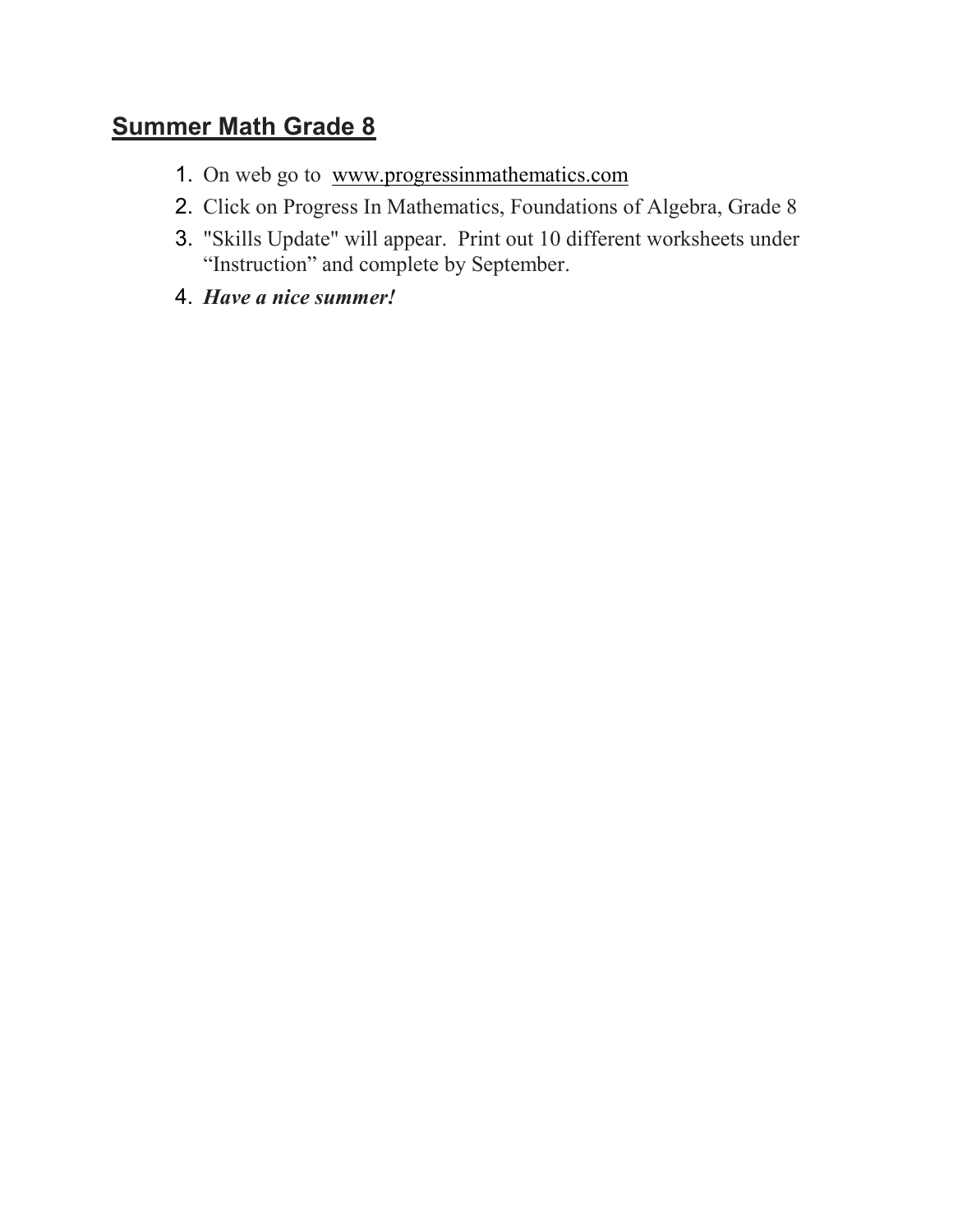## Summer Math Grade 8

1. On web go to www.progressinmathematics.com
2. Click on Progress In Mathematics, Foundations of Algebra, Grade 8
3. "Skills Update" will appear. Print out 10 different worksheets under "Instruction" and complete by September.
4. ***Have a nice summer!***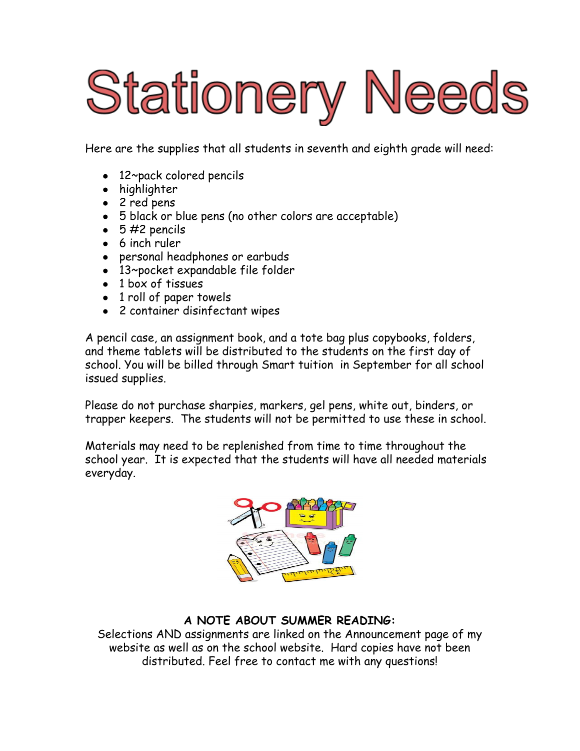# Stationery Needs

Here are the supplies that all students in seventh and eighth grade will need:

- 12~pack colored pencils
- highlighter
- 2 red pens
- 5 black or blue pens (no other colors are acceptable)
- 5 #2 pencils
- 6 inch ruler
- personal headphones or earbuds
- 13~pocket expandable file folder
- 1 box of tissues
- 1 roll of paper towels
- 2 container disinfectant wipes

A pencil case, an assignment book, and a tote bag plus copybooks, folders, and theme tablets will be distributed to the students on the first day of school. You will be billed through Smart tuition in September for all school issued supplies.

Please do not purchase sharpies, markers, gel pens, white out, binders, or trapper keepers. The students will not be permitted to use these in school.

Materials may need to be replenished from time to time throughout the school year. It is expected that the students will have all needed materials everyday.

**A NOTE ABOUT SUMMER READING:**

Selections AND assignments are linked on the Announcement page of my website as well as on the school website. Hard copies have not been distributed. Feel free to contact me with any questions!